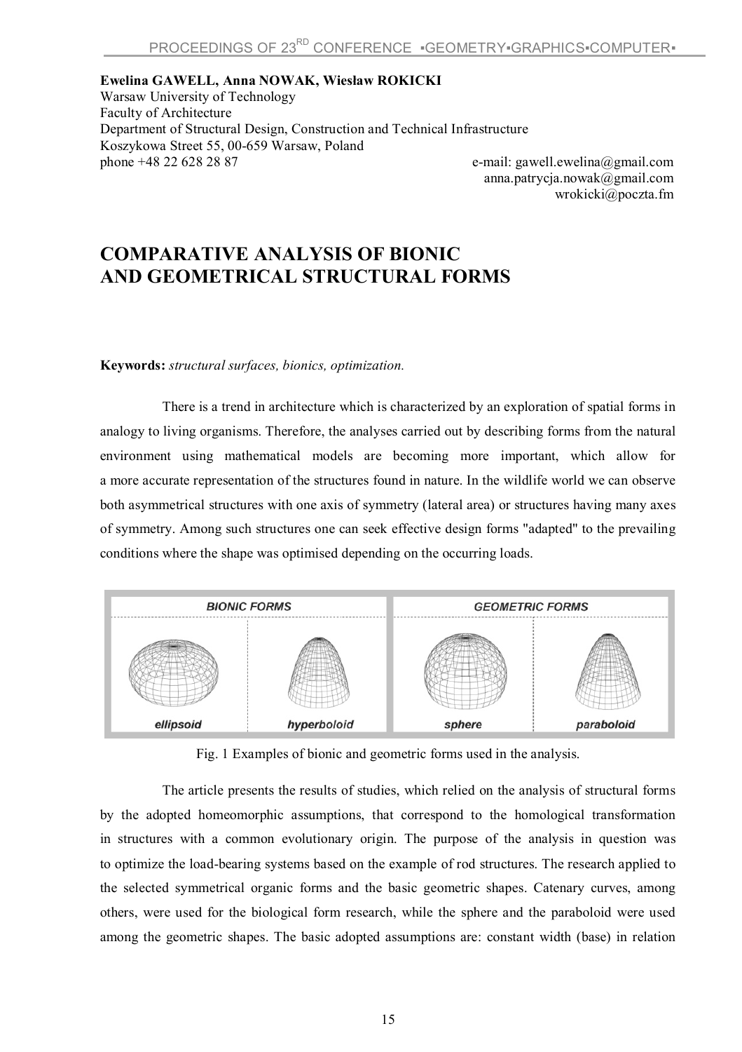**Ewelina GAWELL, Anna NOWAK, Wiesław ROKICKI**
Warsaw University of Technology
Faculty of Architecture
Department of Structural Design, Construction and Technical Infrastructure
Koszykowa Street 55, 00-659 Warsaw, Poland
phone +48 22 628 28 87

e-mail: gawell.ewelina@gmail.com
anna.patrycja.nowak@gmail.com
wrokicki@poczta.fm

# COMPARATIVE ANALYSIS OF BIONIC AND GEOMETRICAL STRUCTURAL FORMS

**Keywords:** *structural surfaces, bionics, optimization.*

There is a trend in architecture which is characterized by an exploration of spatial forms in analogy to living organisms. Therefore, the analyses carried out by describing forms from the natural environment using mathematical models are becoming more important, which allow for a more accurate representation of the structures found in nature. In the wildlife world we can observe both asymmetrical structures with one axis of symmetry (lateral area) or structures having many axes of symmetry. Among such structures one can seek effective design forms "adapted" to the prevailing conditions where the shape was optimised depending on the occurring loads.

| BIONIC FORMS | | GEOMETRIC FORMS | |
|---|---|---|---|
| *ellipsoid* | *hyperboloid* | *sphere* | *paraboloid* |

Fig. 1 Examples of bionic and geometric forms used in the analysis.

The article presents the results of studies, which relied on the analysis of structural forms by the adopted homeomorphic assumptions, that correspond to the homological transformation in structures with a common evolutionary origin. The purpose of the analysis in question was to optimize the load-bearing systems based on the example of rod structures. The research applied to the selected symmetrical organic forms and the basic geometric shapes. Catenary curves, among others, were used for the biological form research, while the sphere and the paraboloid were used among the geometric shapes. The basic adopted assumptions are: constant width (base) in relation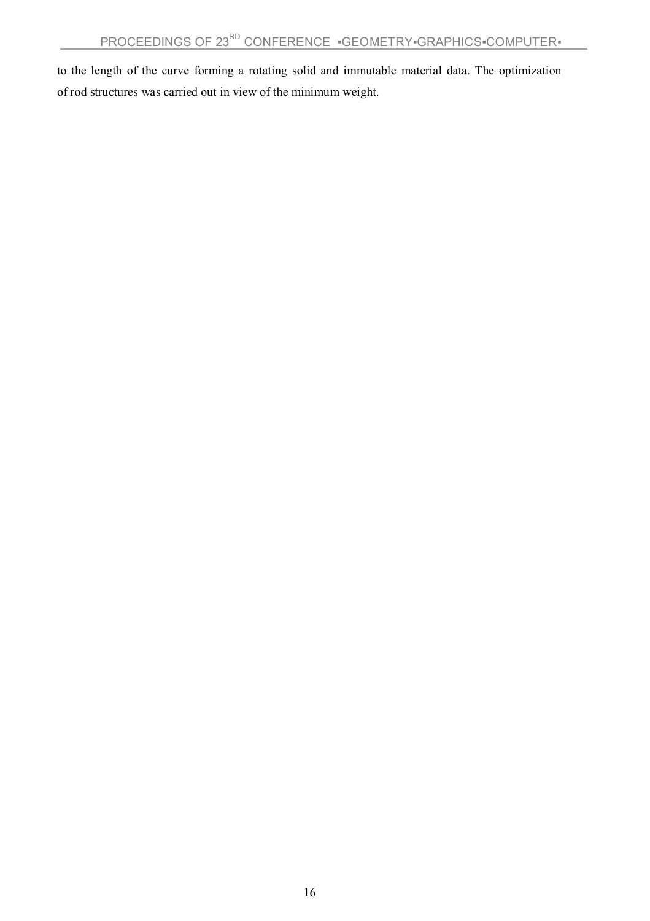to the length of the curve forming a rotating solid and immutable material data. The optimization of rod structures was carried out in view of the minimum weight.